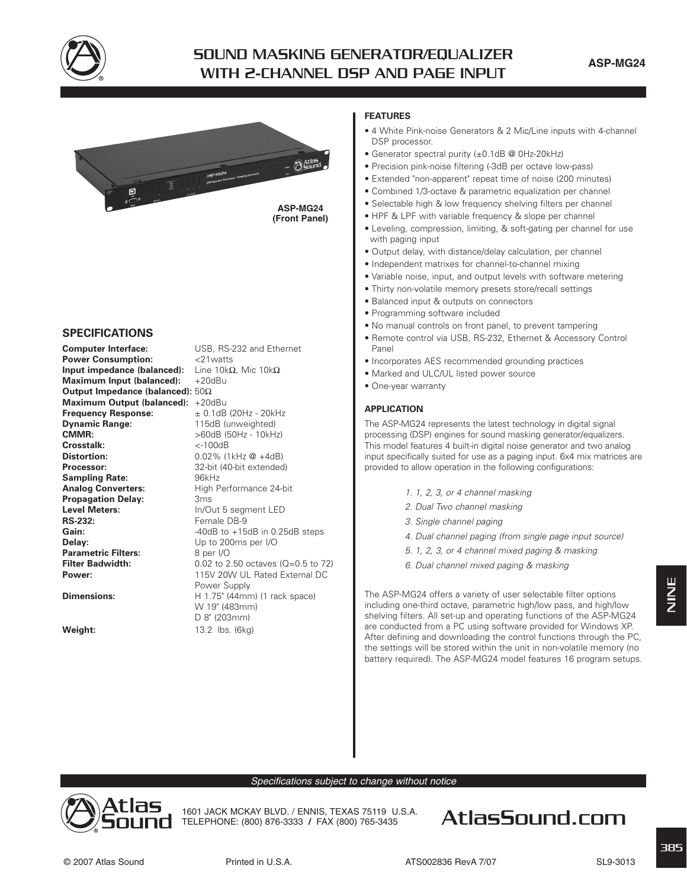# SOUND MASKING GENERATOR/EQUALIZER WITH 2-CHANNEL DSP AND PAGE INPUT

**ASP-MG24**

**ASP-MG24 (Front Panel)**

## SPECIFICATIONS

| | |
|---|---|
| **Computer Interface:** | USB, RS-232 and Ethernet |
| **Power Consumption:** | <21watts |
| **Input impedance (balanced):** | Line 10kΩ, Mic 10kΩ |
| **Maximum Input (balanced):** | +20dBu |
| **Output Impedance (balanced):** | 50Ω |
| **Maximum Output (balanced):** | +20dBu |
| **Frequency Response:** | ± 0.1dB (20Hz - 20kHz |
| **Dynamic Range:** | 115dB (unweighted) |
| **CMMR:** | >60dB (50Hz - 10kHz) |
| **Crosstalk:** | <-100dB |
| **Distortion:** | 0.02% (1kHz @ +4dB) |
| **Processor:** | 32-bit (40-bit extended) |
| **Sampling Rate:** | 96kHz |
| **Analog Converters:** | High Performance 24-bit |
| **Propagation Delay:** | 3ms |
| **Level Meters:** | In/Out 5 segment LED |
| **RS-232:** | Female DB-9 |
| **Gain:** | -40dB to +15dB in 0.25dB steps |
| **Delay:** | Up to 200ms per I/O |
| **Parametric Filters:** | 8 per I/O |
| **Filter Badwidth:** | 0.02 to 2.50 octaves (Q=0.5 to 72) |
| **Power:** | 115V 20W UL Rated External DC Power Supply |
| **Dimensions:** | H 1.75" (44mm) (1 rack space) W 19" (483mm) D 8" (203mm) |
| **Weight:** | 13.2 lbs. (6kg) |

## FEATURES

- 4 White Pink-noise Generators & 2 Mic/Line inputs with 4-channel DSP processor.
- Generator spectral purity (±0.1dB @ 0Hz-20kHz)
- Precision pink-noise filtering (-3dB per octave low-pass)
- Extended "non-apparent" repeat time of noise (200 minutes)
- Combined 1/3-octave & parametric equalization per channel
- Selectable high & low frequency shelving filters per channel
- HPF & LPF with variable frequency & slope per channel
- Leveling, compression, limiting, & soft-gating per channel for use with paging input
- Output delay, with distance/delay calculation, per channel
- Independent matrixes for channel-to-channel mixing
- Variable noise, input, and output levels with software metering
- Thirty non-volatile memory presets store/recall settings
- Balanced input & outputs on connectors
- Programming software included
- No manual controls on front panel, to prevent tampering
- Remote control via USB, RS-232, Ethernet & Accessory Control Panel
- Incorporates AES recommended grounding practices
- Marked and ULC/UL listed power source
- One-year warranty

## APPLICATION

The ASP-MG24 represents the latest technology in digital signal processing (DSP) engines for sound masking generator/equalizers. This model features 4 built-in digital noise generator and two analog input specifically suited for use as a paging input. 6x4 mix matrices are provided to allow operation in the following configurations:

1. *1, 2, 3, or 4 channel masking*
2. *Dual Two channel masking*
3. *Single channel paging*
4. *Dual channel paging (from single page input source)*
5. *1, 2, 3, or 4 channel mixed paging & masking*
6. *Dual channel mixed paging & masking*

The ASP-MG24 offers a variety of user selectable filter options including one-third octave, parametric high/low pass, and high/low shelving filters. All set-up and operating functions of the ASP-MG24 are conducted from a PC using software provided for Windows XP. After defining and downloading the control functions through the PC, the settings will be stored within the unit in non-volatile memory (no battery required). The ASP-MG24 model features 16 program setups.

*Specifications subject to change without notice*

Atlas Sound

1601 JACK MCKAY BLVD. / ENNIS, TEXAS 75119 U.S.A.
TELEPHONE: (800) 876-3333 / FAX (800) 765-3435

AtlasSound.com

© 2007 Atlas Sound Printed in U.S.A. ATS002836 RevA 7/07 SL9-3013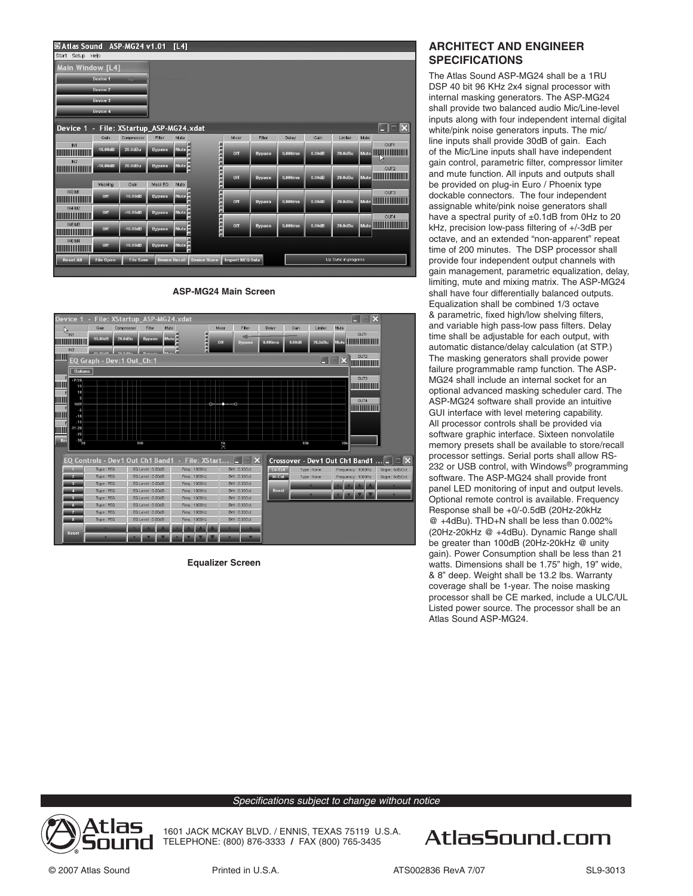ASP-MG24 Main Screen

Equalizer Screen

## ARCHITECT AND ENGINEER SPECIFICATIONS

The Atlas Sound ASP-MG24 shall be a 1RU DSP 40 bit 96 KHz 2x4 signal processor with internal masking generators. The ASP-MG24 shall provide two balanced audio Mic/Line-level inputs along with four independent internal digital white/pink noise generators inputs. The mic/line inputs shall provide 30dB of gain. Each of the Mic/Line inputs shall have independent gain control, parametric filter, compressor limiter and mute function. All inputs and outputs shall be provided on plug-in Euro / Phoenix type dockable connectors. The four independent assignable white/pink noise generators shall have a spectral purity of ±0.1dB from 0Hz to 20 kHz, precision low-pass filtering of +/-3dB per octave, and an extended "non-apparent" repeat time of 200 minutes. The DSP processor shall provide four independent output channels with gain management, parametric equalization, delay, limiting, mute and mixing matrix. The ASP-MG24 shall have four differentially balanced outputs. Equalization shall be combined 1/3 octave & parametric, fixed high/low shelving filters, and variable high pass-low pass filters. Delay time shall be adjustable for each output, with automatic distance/delay calculation (at STP.) The masking generators shall provide power failure programmable ramp function. The ASP-MG24 shall include an internal socket for an optional advanced masking scheduler card. The ASP-MG24 software shall provide an intuitive GUI interface with level metering capability. All processor controls shall be provided via software graphic interface. Sixteen nonvolatile memory presets shall be available to store/recall processor settings. Serial ports shall allow RS-232 or USB control, with Windows® programming software. The ASP-MG24 shall provide front panel LED monitoring of input and output levels. Optional remote control is available. Frequency Response shall be +0/-0.5dB (20Hz-20kHz @ +4dBu). THD+N shall be less than 0.002% (20Hz-20kHz @ +4dBu). Dynamic Range shall be greater than 100dB (20Hz-20kHz @ unity gain). Power Consumption shall be less than 21 watts. Dimensions shall be 1.75" high, 19" wide, & 8" deep. Weight shall be 13.2 lbs. Warranty coverage shall be 1-year. The noise masking processor shall be CE marked, include a ULC/UL Listed power source. The processor shall be an Atlas Sound ASP-MG24.

*Specifications subject to change without notice*

1601 JACK MCKAY BLVD. / ENNIS, TEXAS 75119 U.S.A.
TELEPHONE: (800) 876-3333 / FAX (800) 765-3435

AtlasSound.com

© 2007 Atlas Sound Printed in U.S.A. ATS002836 RevA 7/07 SL9-3013